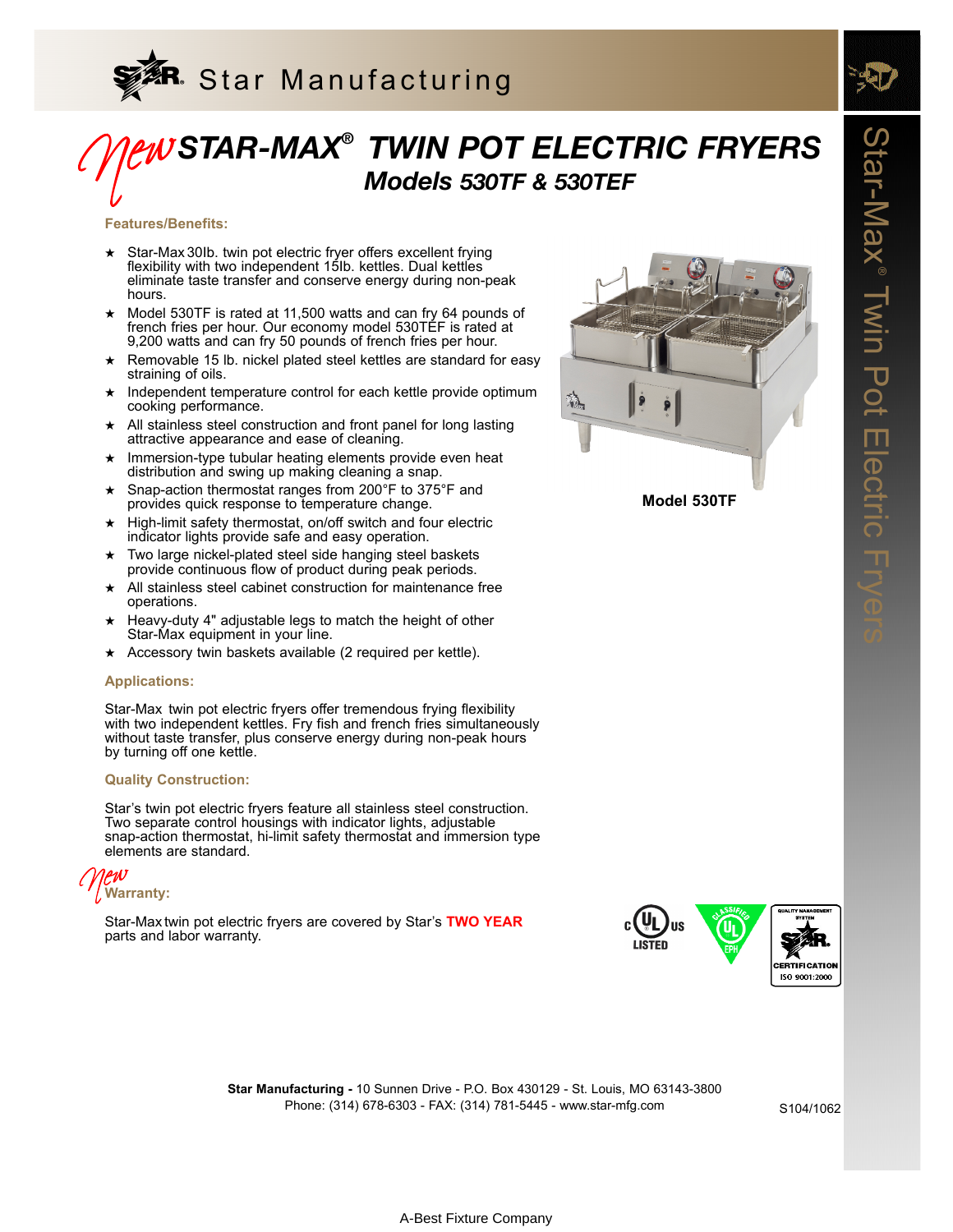# Star Manufacturing

# *New* STAR-MAX® TWIN POT ELECTRIC FRYERS

## Models 530TF & 530TEF

### Features/Benefits:

- ★ Star-Max 30lb. twin pot electric fryer offers excellent frying flexibility with two independent 15lb. kettles. Dual kettles eliminate taste transfer and conserve energy during non-peak hours.
- ★ Model 530TF is rated at 11,500 watts and can fry 64 pounds of french fries per hour. Our economy model 530TEF is rated at 9,200 watts and can fry 50 pounds of french fries per hour.
- ★ Removable 15 lb. nickel plated steel kettles are standard for easy straining of oils.
- ★ Independent temperature control for each kettle provide optimum cooking performance.
- ★ All stainless steel construction and front panel for long lasting attractive appearance and ease of cleaning.
- ★ Immersion-type tubular heating elements provide even heat distribution and swing up making cleaning a snap.
- ★ Snap-action thermostat ranges from 200°F to 375°F and provides quick response to temperature change.
- ★ High-limit safety thermostat, on/off switch and four electric indicator lights provide safe and easy operation.
- ★ Two large nickel-plated steel side hanging steel baskets provide continuous flow of product during peak periods.
- ★ All stainless steel cabinet construction for maintenance free operations.
- ★ Heavy-duty 4" adjustable legs to match the height of other Star-Max equipment in your line.
- ★ Accessory twin baskets available (2 required per kettle).

**Model 530TF**

### Applications:

Star-Max twin pot electric fryers offer tremendous frying flexibility with two independent kettles. Fry fish and french fries simultaneously without taste transfer, plus conserve energy during non-peak hours by turning off one kettle.

### Quality Construction:

Star's twin pot electric fryers feature all stainless steel construction. Two separate control housings with indicator lights, adjustable snap-action thermostat, hi-limit safety thermostat and immersion type elements are standard.

### *New* Warranty:

Star-Max twin pot electric fryers are covered by Star's **TWO YEAR** parts and labor warranty.

c UL us LISTED — UL CLASSIFIED EPH — QUALITY MANAGEMENT SYSTEM STAR CERTIFICATION ISO 9001:2000

Star-Max® Twin Pot Electric Fryers

**Star Manufacturing -** 10 Sunnen Drive - P.O. Box 430129 - St. Louis, MO 63143-3800
Phone: (314) 678-6303 - FAX: (314) 781-5445 - www.star-mfg.com

S104/1062

A-Best Fixture Company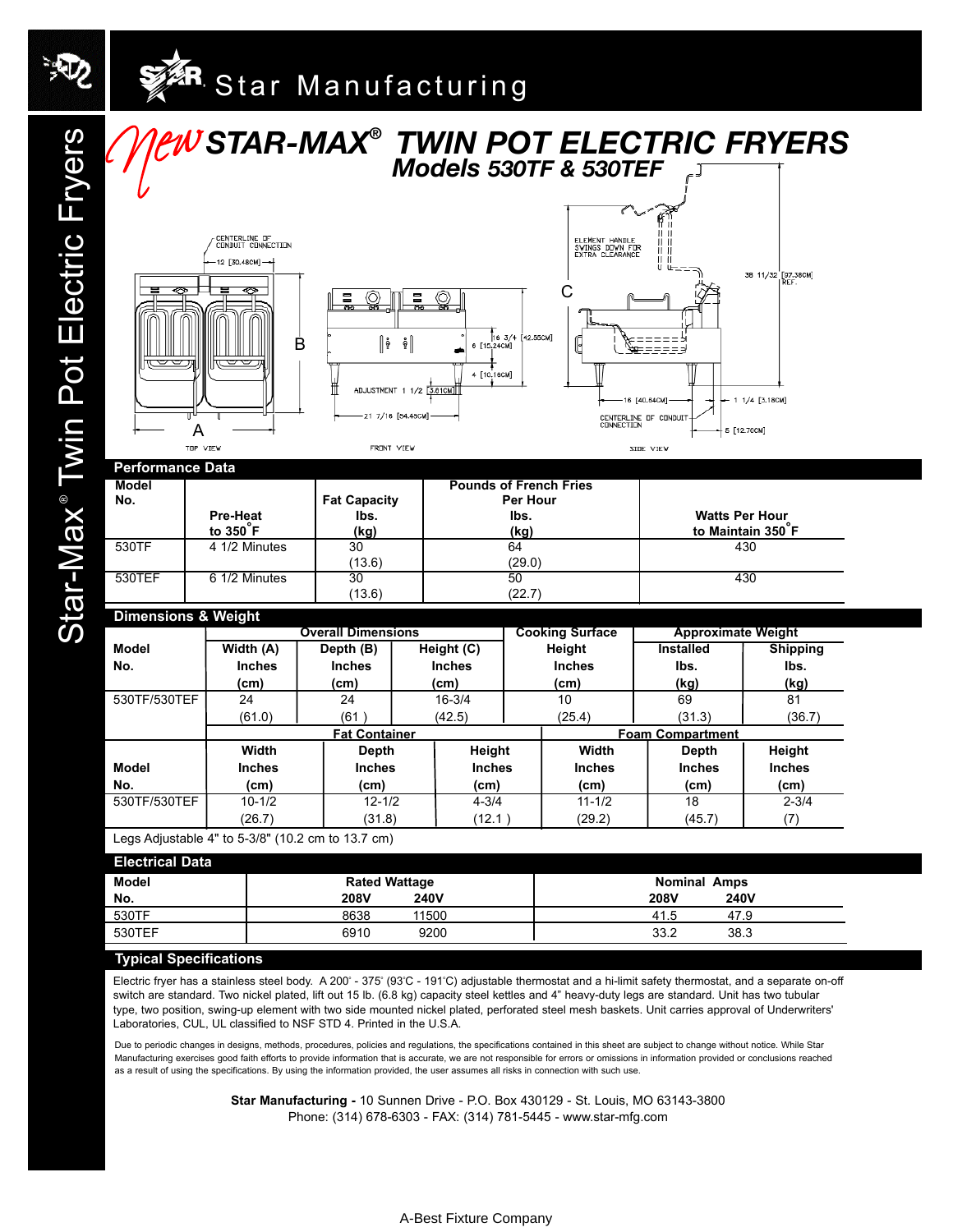# *New* STAR-MAX® TWIN POT ELECTRIC FRYERS

## Models 530TF & 530TEF

CENTERLINE OF CONDUIT CONNECTION

12 [30.48CM]

B

A

TOP VIEW

16 3/4 [42.55CM]

6 [15.24CM]

4 [10.16CM]

ADJUSTMENT 1 1/2 [3.81CM]

21 7/16 [54.45CM]

FRONT VIEW

ELEMENT HANDLE SWINGS DOWN FOR EXTRA CLEARANCE

C

38 11/32 [97.38CM] REF.

16 [40.64CM]

1 1/4 [3.18CM]

CENTERLINE OF CONDUIT CONNECTION

5 [12.70CM]

SIDE VIEW

### Performance Data

| Model No. | Pre-Heat to 350°F | Fat Capacity lbs. (kg) | Pounds of French Fries Per Hour lbs. (kg) | Watts Per Hour to Maintain 350°F |
|---|---|---|---|---|
| 530TF | 4 1/2 Minutes | 30 (13.6) | 64 (29.0) | 430 |
| 530TEF | 6 1/2 Minutes | 30 (13.6) | 50 (22.7) | 430 |

### Dimensions & Weight

| | Overall Dimensions | | | Cooking Surface | Approximate Weight | |
|---|---|---|---|---|---|---|
| Model No. | Width (A) Inches (cm) | Depth (B) Inches (cm) | Height (C) Inches (cm) | Height Inches (cm) | Installed lbs. (kg) | Shipping lbs. (kg) |
| 530TF/530TEF | 24 (61.0) | 24 (61 ) | 16-3/4 (42.5) | 10 (25.4) | 69 (31.3) | 81 (36.7) |

| | Fat Container | | | Foam Compartment | | |
|---|---|---|---|---|---|---|
| Model No. | Width Inches (cm) | Depth Inches (cm) | Height Inches (cm) | Width Inches (cm) | Depth Inches (cm) | Height Inches (cm) |
| 530TF/530TEF | 10-1/2 (26.7) | 12-1/2 (31.8) | 4-3/4 (12.1 ) | 11-1/2 (29.2) | 18 (45.7) | 2-3/4 (7) |

Legs Adjustable 4" to 5-3/8" (10.2 cm to 13.7 cm)

### Electrical Data

| Model No. | Rated Wattage 208V | Rated Wattage 240V | Nominal Amps 208V | Nominal Amps 240V |
|---|---|---|---|---|
| 530TF | 8638 | 11500 | 41.5 | 47.9 |
| 530TEF | 6910 | 9200 | 33.2 | 38.3 |

### Typical Specifications

Electric fryer has a stainless steel body. A 200˚ - 375˚ (93˚C - 191˚C) adjustable thermostat and a hi-limit safety thermostat, and a separate on-off switch are standard. Two nickel plated, lift out 15 lb. (6.8 kg) capacity steel kettles and 4" heavy-duty legs are standard. Unit has two tubular type, two position, swing-up element with two side mounted nickel plated, perforated steel mesh baskets. Unit carries approval of Underwriters' Laboratories, CUL, UL classified to NSF STD 4. Printed in the U.S.A.

Due to periodic changes in designs, methods, procedures, policies and regulations, the specifications contained in this sheet are subject to change without notice. While Star Manufacturing exercises good faith efforts to provide information that is accurate, we are not responsible for errors or omissions in information provided or conclusions reached as a result of using the specifications. By using the information provided, the user assumes all risks in connection with such use.

**Star Manufacturing -** 10 Sunnen Drive - P.O. Box 430129 - St. Louis, MO 63143-3800
Phone: (314) 678-6303 - FAX: (314) 781-5445 - www.star-mfg.com

A-Best Fixture Company